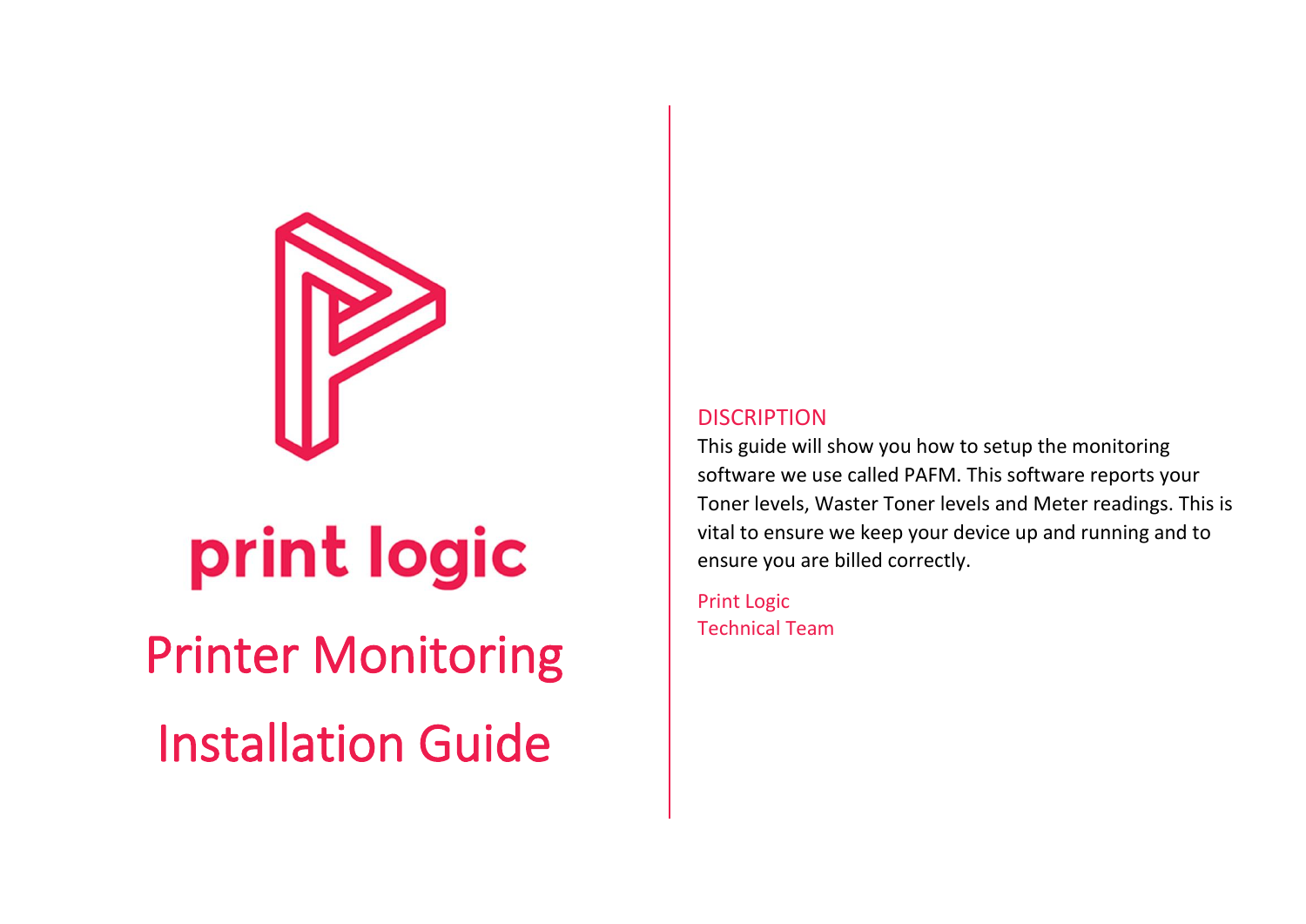print logic

# Printer Monitoring Installation Guide

## DISCRIPTION

This guide will show you how to setup the monitoring software we use called PAFM. This software reports your Toner levels, Waster Toner levels and Meter readings. This is vital to ensure we keep your device up and running and to ensure you are billed correctly.

Print Logic
Technical Team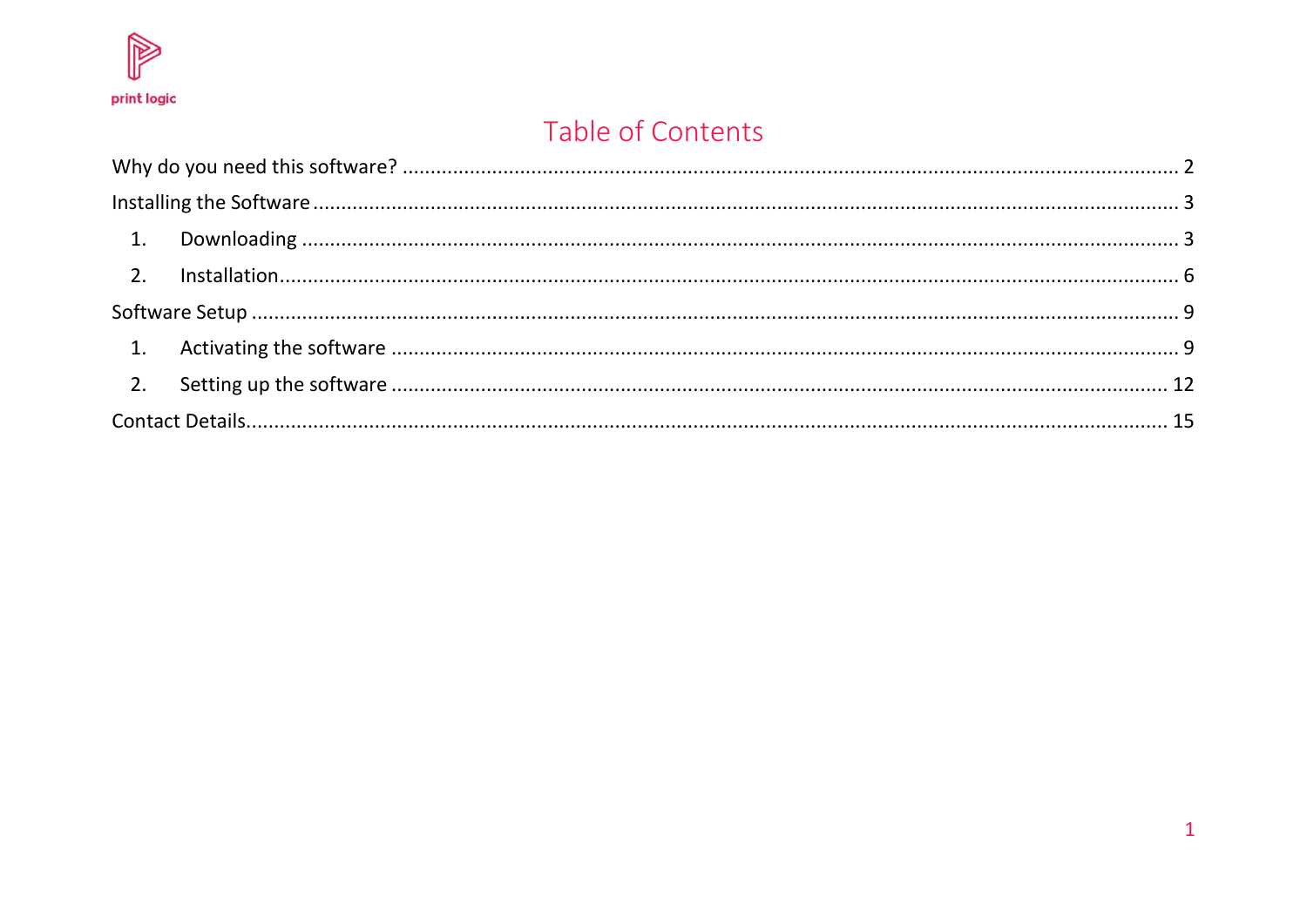# Table of Contents

Why do you need this software? ........................................................................................................................... 2

Installing the Software ........................................................................................................................................ 3

1. Downloading ................................................................................................................................................ 3
2. Installation.................................................................................................................................................... 6

Software Setup ..................................................................................................................................................... 9

1. Activating the software ................................................................................................................................ 9
2. Setting up the software .............................................................................................................................. 12

Contact Details..................................................................................................................................................... 15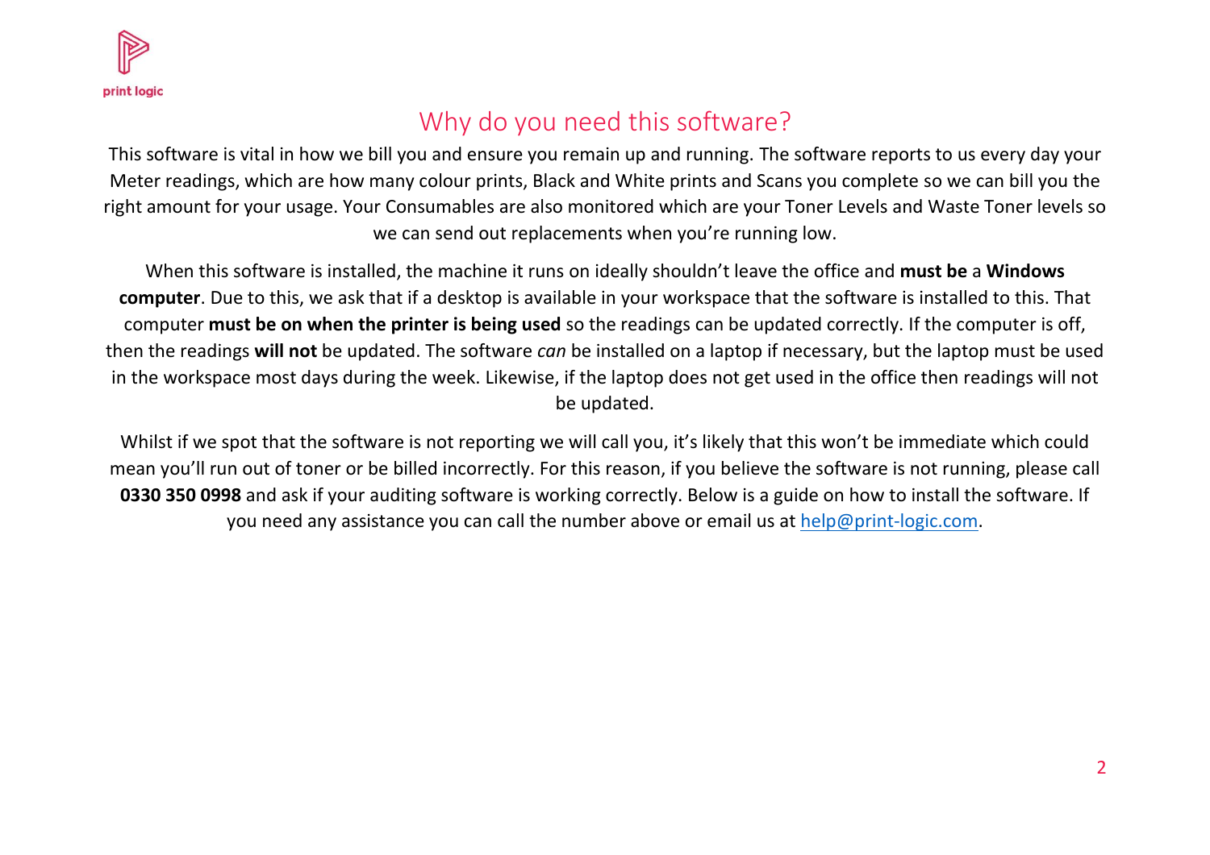print logic

## Why do you need this software?

This software is vital in how we bill you and ensure you remain up and running. The software reports to us every day your Meter readings, which are how many colour prints, Black and White prints and Scans you complete so we can bill you the right amount for your usage. Your Consumables are also monitored which are your Toner Levels and Waste Toner levels so we can send out replacements when you're running low.

When this software is installed, the machine it runs on ideally shouldn't leave the office and **must be** a **Windows computer**. Due to this, we ask that if a desktop is available in your workspace that the software is installed to this. That computer **must be on when the printer is being used** so the readings can be updated correctly. If the computer is off, then the readings **will not** be updated. The software *can* be installed on a laptop if necessary, but the laptop must be used in the workspace most days during the week. Likewise, if the laptop does not get used in the office then readings will not be updated.

Whilst if we spot that the software is not reporting we will call you, it's likely that this won't be immediate which could mean you'll run out of toner or be billed incorrectly. For this reason, if you believe the software is not running, please call **0330 350 0998** and ask if your auditing software is working correctly. Below is a guide on how to install the software. If you need any assistance you can call the number above or email us at [help@print-logic.com](mailto:help@print-logic.com).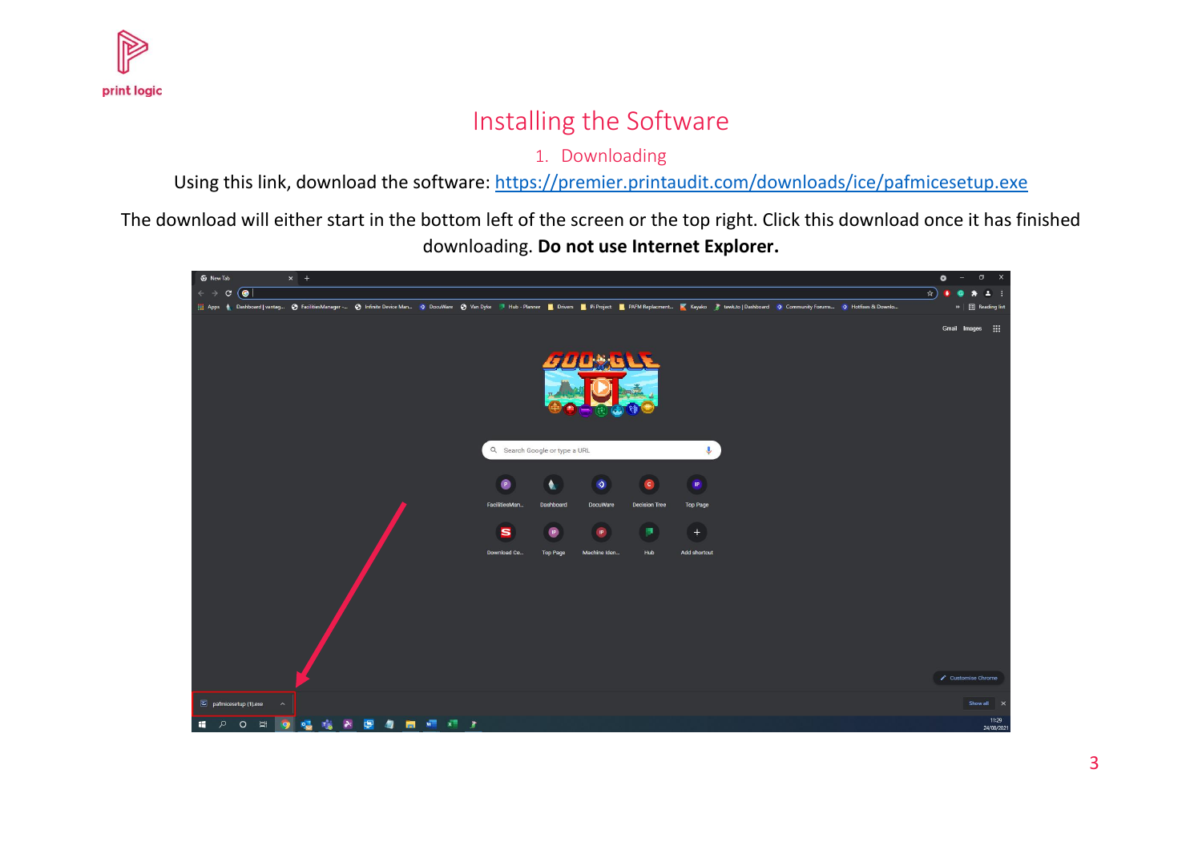# Installing the Software

## 1. Downloading

Using this link, download the software: https://premier.printaudit.com/downloads/ice/pafmicesetup.exe

The download will either start in the bottom left of the screen or the top right. Click this download once it has finished downloading. **Do not use Internet Explorer.**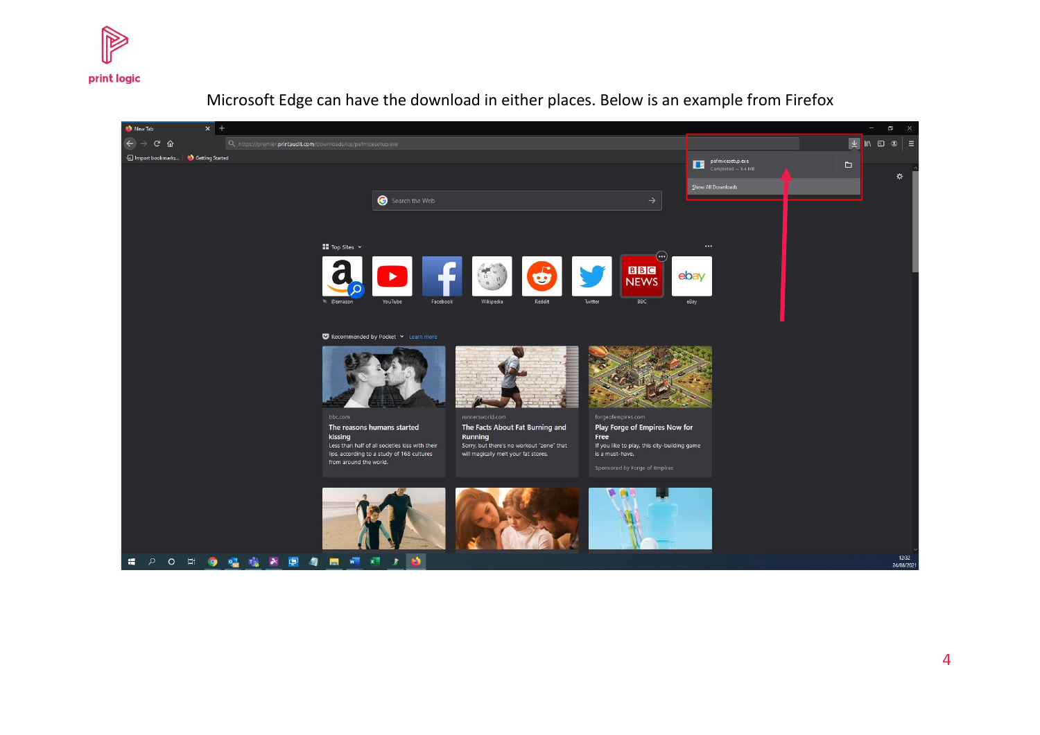Microsoft Edge can have the download in either places. Below is an example from Firefox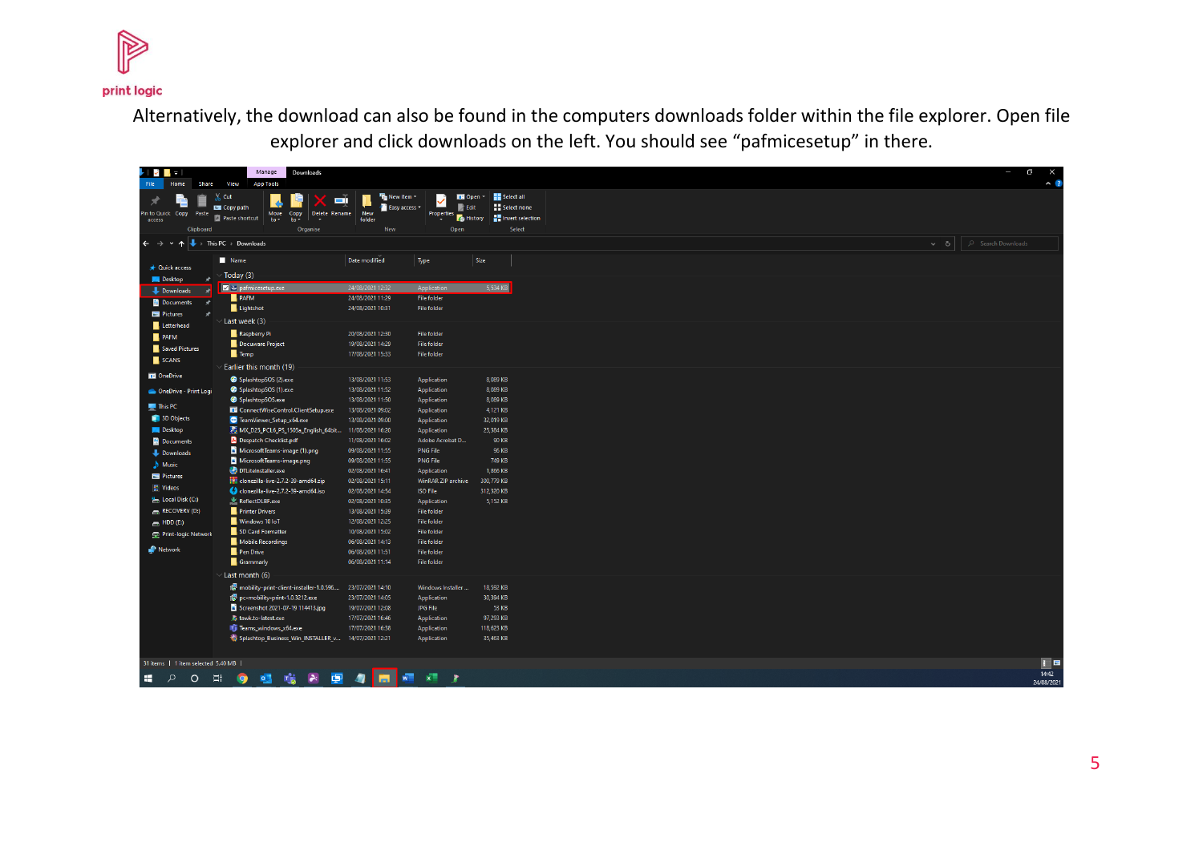Alternatively, the download can also be found in the computers downloads folder within the file explorer. Open file explorer and click downloads on the left. You should see “pafmicesetup” in there.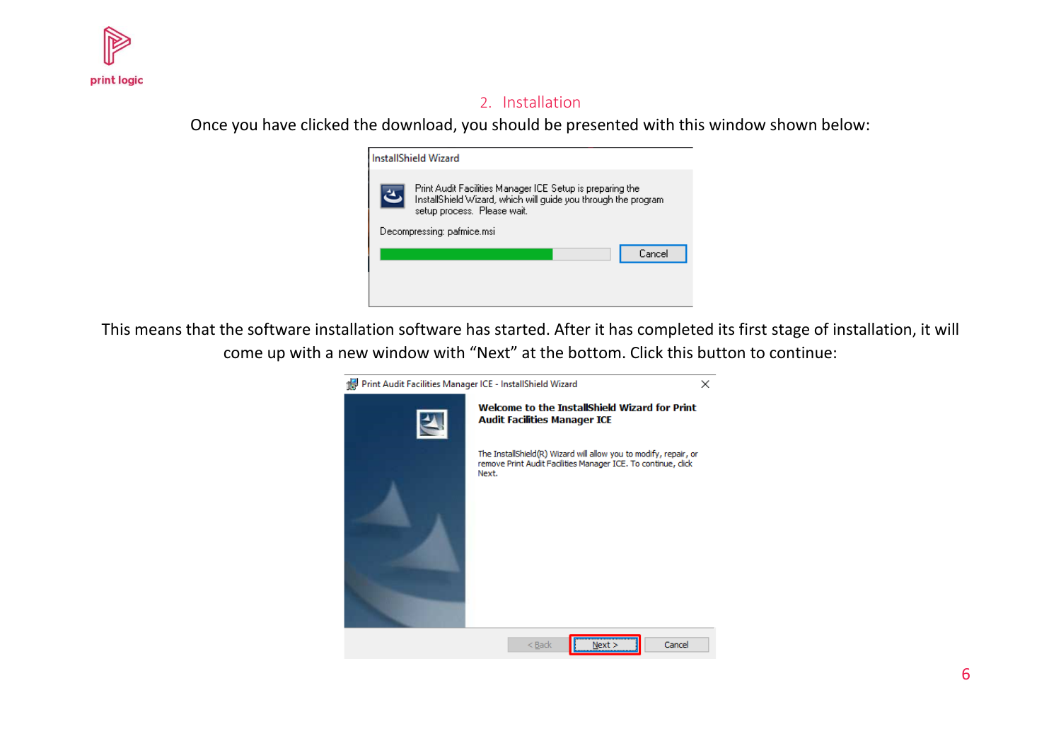## 2. Installation

Once you have clicked the download, you should be presented with this window shown below:

This means that the software installation software has started. After it has completed its first stage of installation, it will come up with a new window with "Next" at the bottom. Click this button to continue: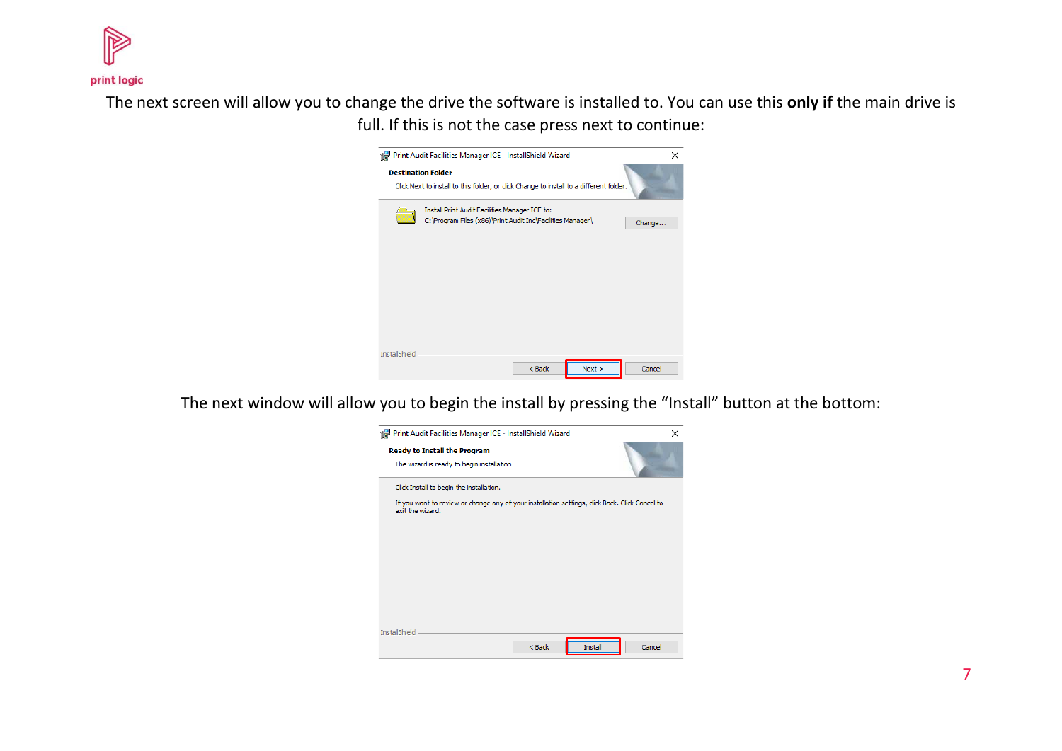The next screen will allow you to change the drive the software is installed to. You can use this **only if** the main drive is full. If this is not the case press next to continue:

The next window will allow you to begin the install by pressing the “Install” button at the bottom: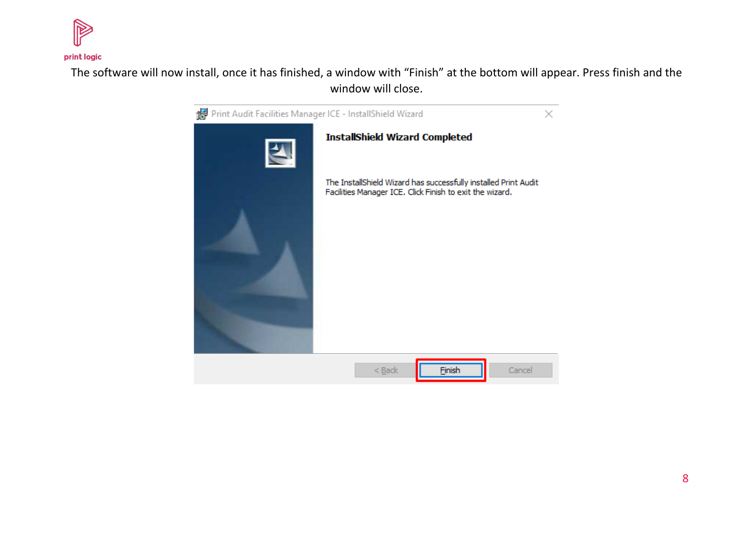The software will now install, once it has finished, a window with "Finish" at the bottom will appear. Press finish and the window will close.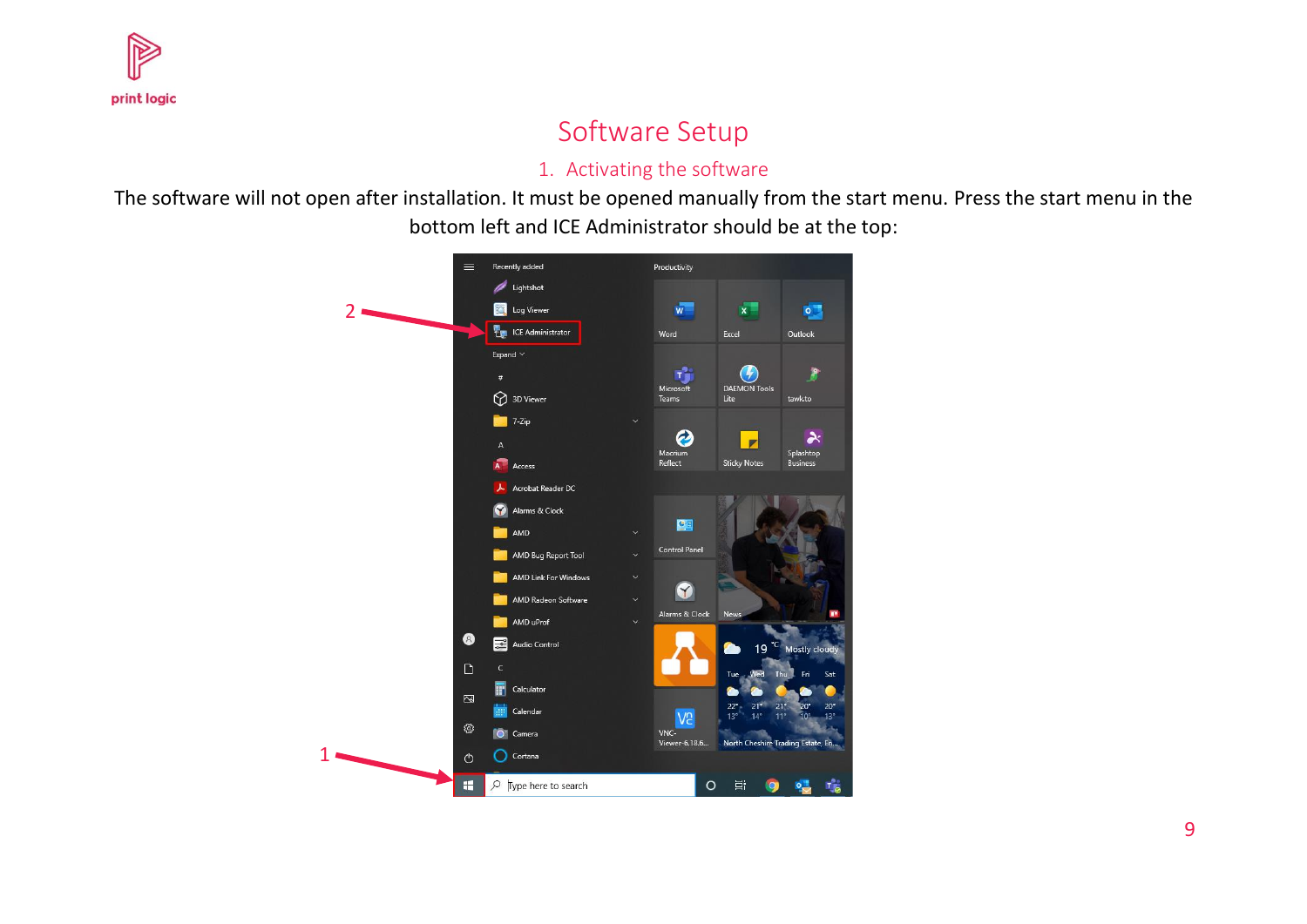# Software Setup

## 1. Activating the software

The software will not open after installation. It must be opened manually from the start menu. Press the start menu in the bottom left and ICE Administrator should be at the top: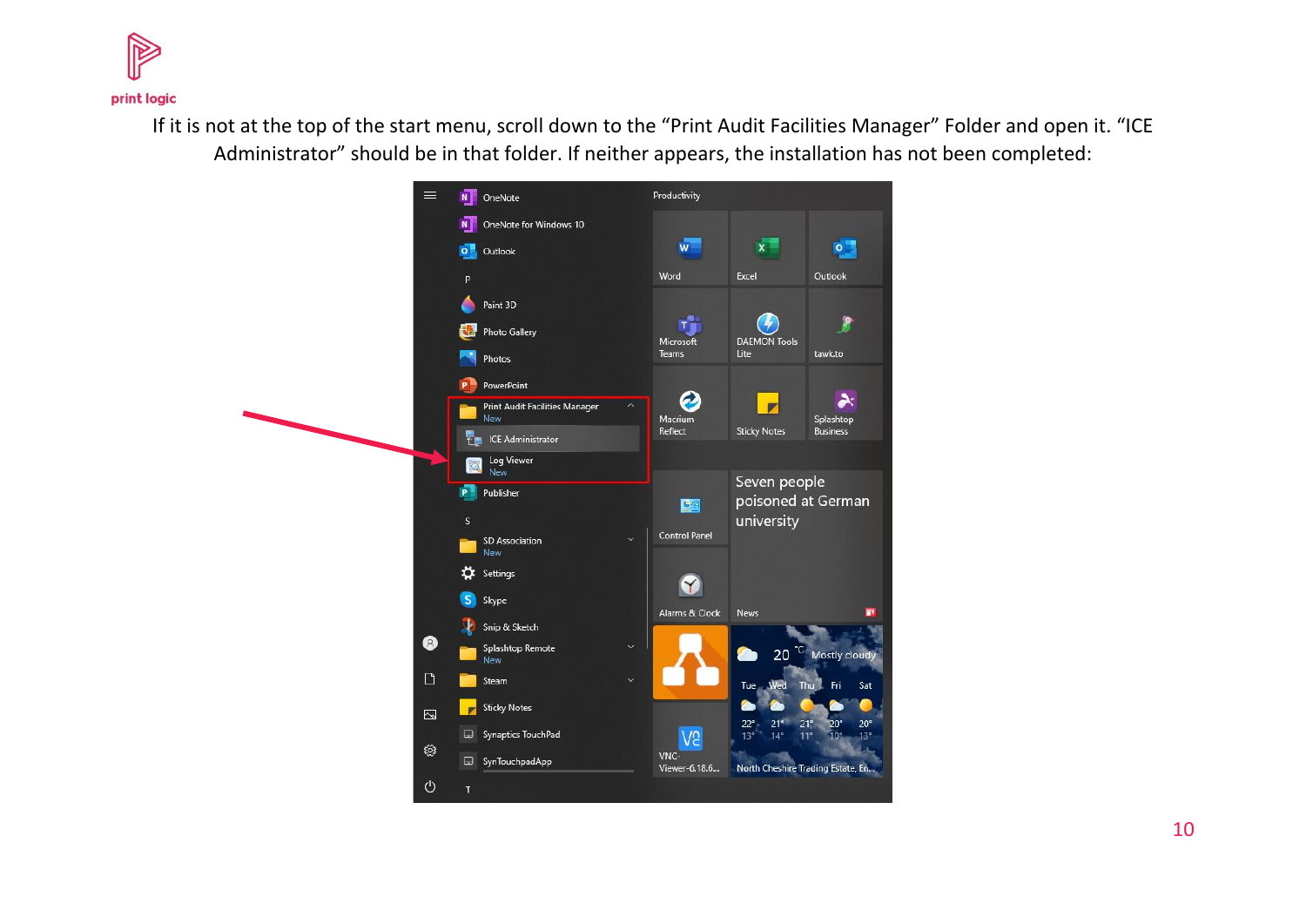If it is not at the top of the start menu, scroll down to the “Print Audit Facilities Manager” Folder and open it. “ICE Administrator” should be in that folder. If neither appears, the installation has not been completed: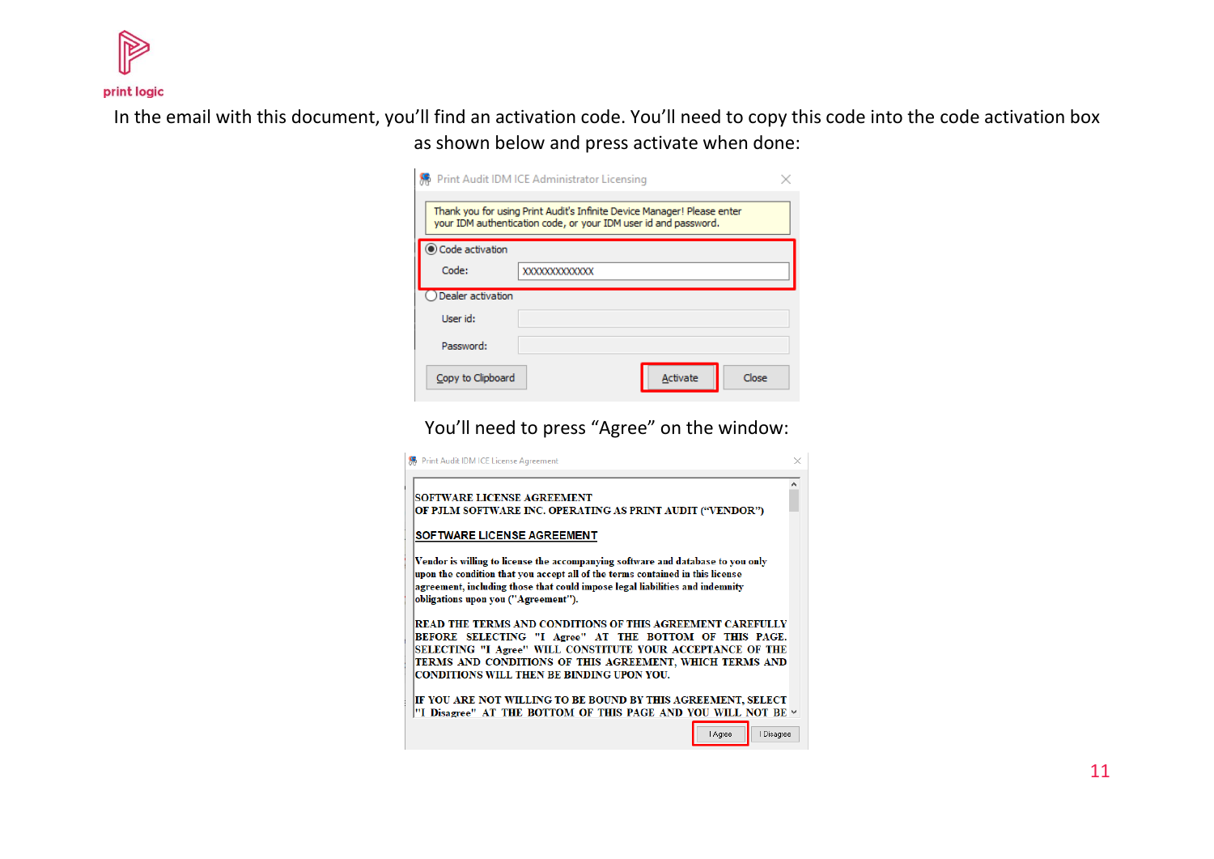In the email with this document, you'll find an activation code. You'll need to copy this code into the code activation box as shown below and press activate when done:

You'll need to press "Agree" on the window: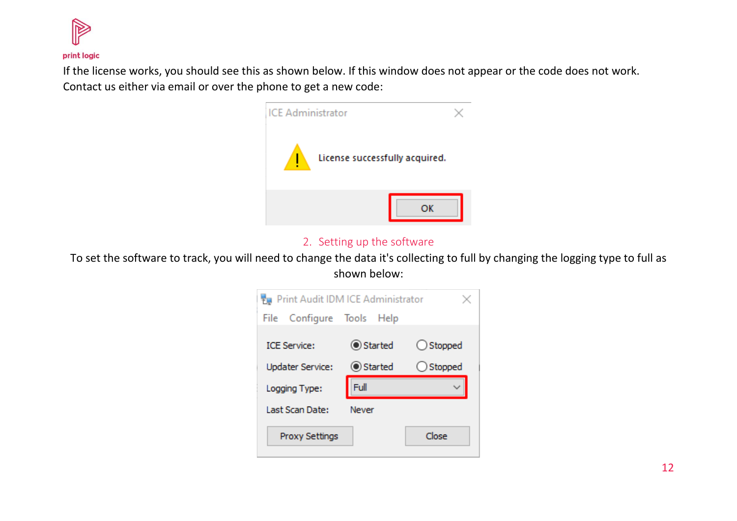If the license works, you should see this as shown below. If this window does not appear or the code does not work. Contact us either via email or over the phone to get a new code:

## 2. Setting up the software

To set the software to track, you will need to change the data it's collecting to full by changing the logging type to full as shown below: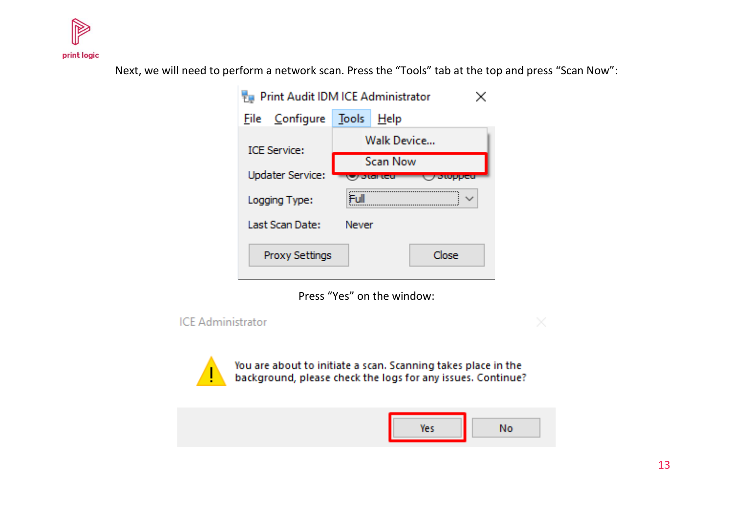Next, we will need to perform a network scan. Press the "Tools" tab at the top and press "Scan Now":

Press "Yes" on the window: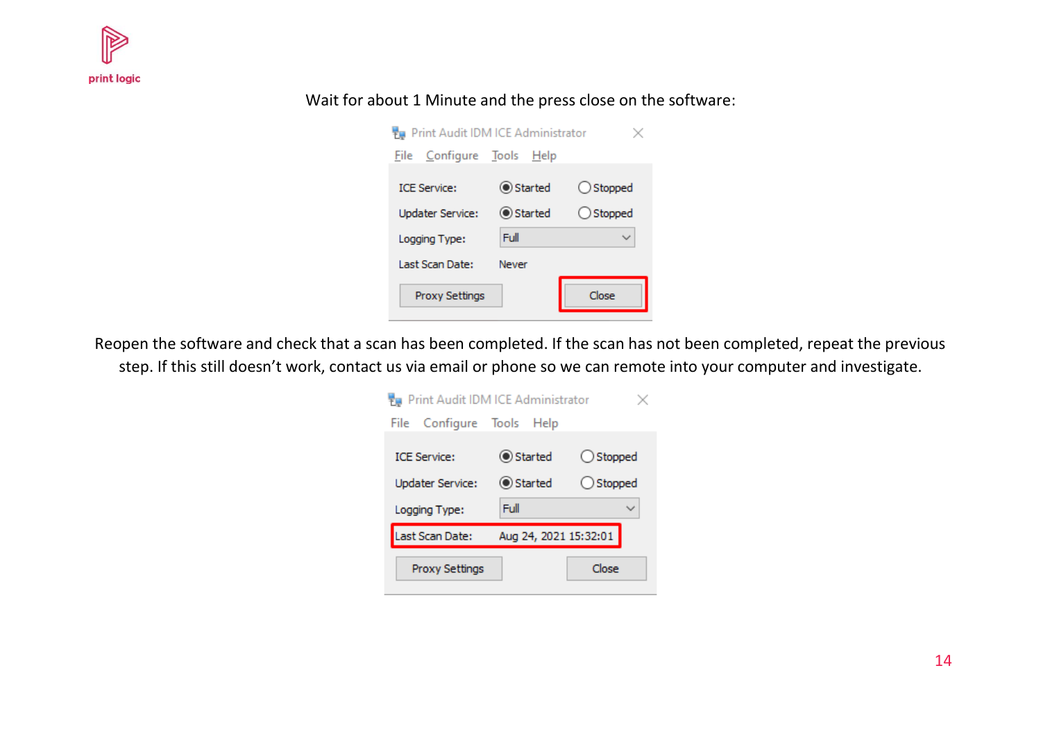Wait for about 1 Minute and the press close on the software:

Reopen the software and check that a scan has been completed. If the scan has not been completed, repeat the previous step. If this still doesn't work, contact us via email or phone so we can remote into your computer and investigate.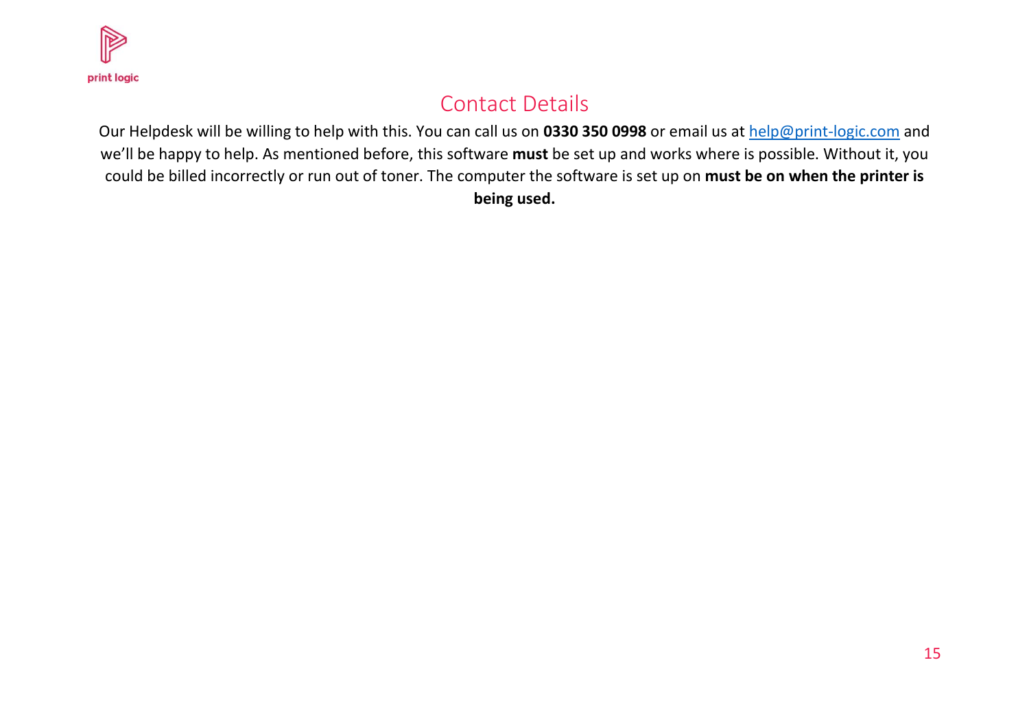## Contact Details

Our Helpdesk will be willing to help with this. You can call us on **0330 350 0998** or email us at [help@print-logic.com](mailto:help@print-logic.com) and we'll be happy to help. As mentioned before, this software **must** be set up and works where is possible. Without it, you could be billed incorrectly or run out of toner. The computer the software is set up on **must be on when the printer is being used.**